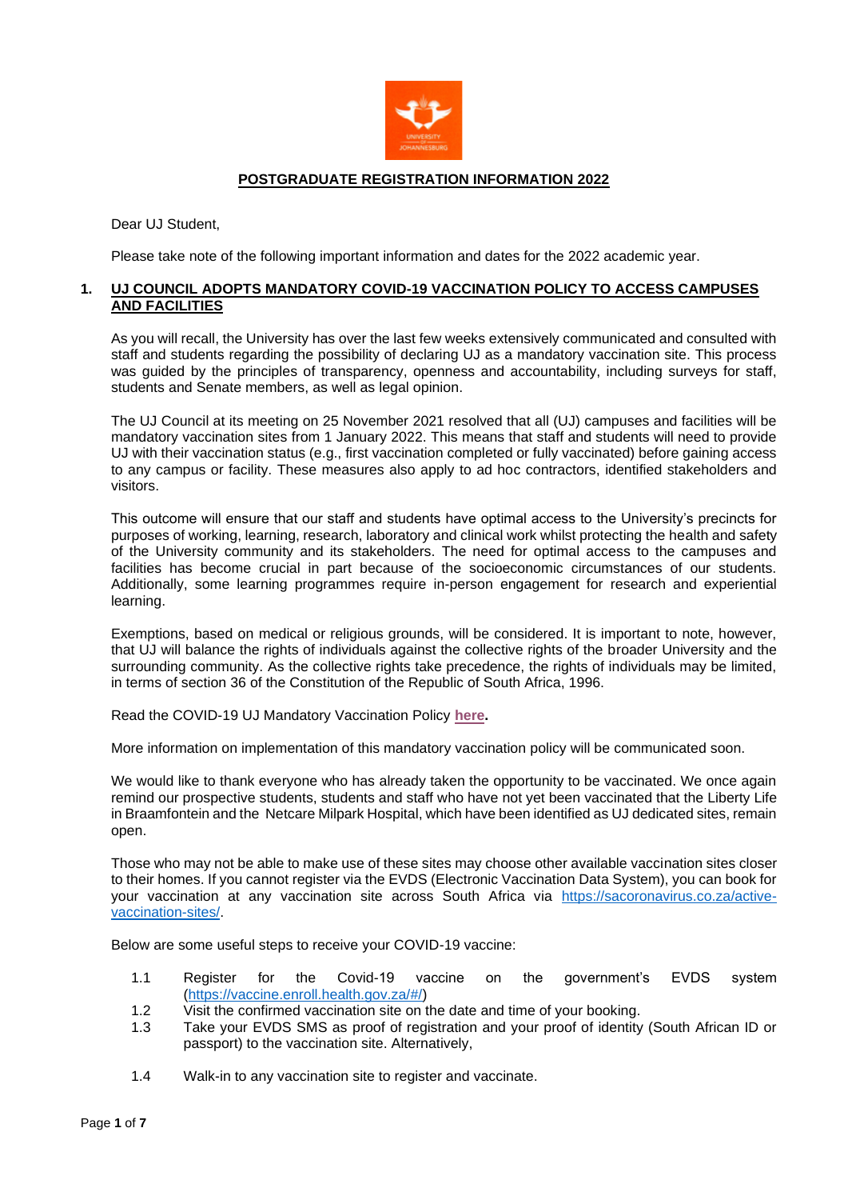# POSTGRADUATE REGISTRATION INFORMATION 2022

Dear UJ Student,

Please take note of the following important information and dates for the 2022 academic year.

## 1. UJ COUNCIL ADOPTS MANDATORY COVID-19 VACCINATION POLICY TO ACCESS CAMPUSES AND FACILITIES

As you will recall, the University has over the last few weeks extensively communicated and consulted with staff and students regarding the possibility of declaring UJ as a mandatory vaccination site. This process was guided by the principles of transparency, openness and accountability, including surveys for staff, students and Senate members, as well as legal opinion.

The UJ Council at its meeting on 25 November 2021 resolved that all (UJ) campuses and facilities will be mandatory vaccination sites from 1 January 2022. This means that staff and students will need to provide UJ with their vaccination status (e.g., first vaccination completed or fully vaccinated) before gaining access to any campus or facility. These measures also apply to ad hoc contractors, identified stakeholders and visitors.

This outcome will ensure that our staff and students have optimal access to the University's precincts for purposes of working, learning, research, laboratory and clinical work whilst protecting the health and safety of the University community and its stakeholders. The need for optimal access to the campuses and facilities has become crucial in part because of the socioeconomic circumstances of our students. Additionally, some learning programmes require in-person engagement for research and experiential learning.

Exemptions, based on medical or religious grounds, will be considered. It is important to note, however, that UJ will balance the rights of individuals against the collective rights of the broader University and the surrounding community. As the collective rights take precedence, the rights of individuals may be limited, in terms of section 36 of the Constitution of the Republic of South Africa, 1996.

Read the COVID-19 UJ Mandatory Vaccination Policy **here**.

More information on implementation of this mandatory vaccination policy will be communicated soon.

We would like to thank everyone who has already taken the opportunity to be vaccinated. We once again remind our prospective students, students and staff who have not yet been vaccinated that the Liberty Life in Braamfontein and the Netcare Milpark Hospital, which have been identified as UJ dedicated sites, remain open.

Those who may not be able to make use of these sites may choose other available vaccination sites closer to their homes. If you cannot register via the EVDS (Electronic Vaccination Data System), you can book for your vaccination at any vaccination site across South Africa via https://sacoronavirus.co.za/active-vaccination-sites/.

Below are some useful steps to receive your COVID-19 vaccine:

1.1 Register for the Covid-19 vaccine on the government's EVDS system (https://vaccine.enroll.health.gov.za/#/)

1.2 Visit the confirmed vaccination site on the date and time of your booking.

1.3 Take your EVDS SMS as proof of registration and your proof of identity (South African ID or passport) to the vaccination site. Alternatively,

1.4 Walk-in to any vaccination site to register and vaccinate.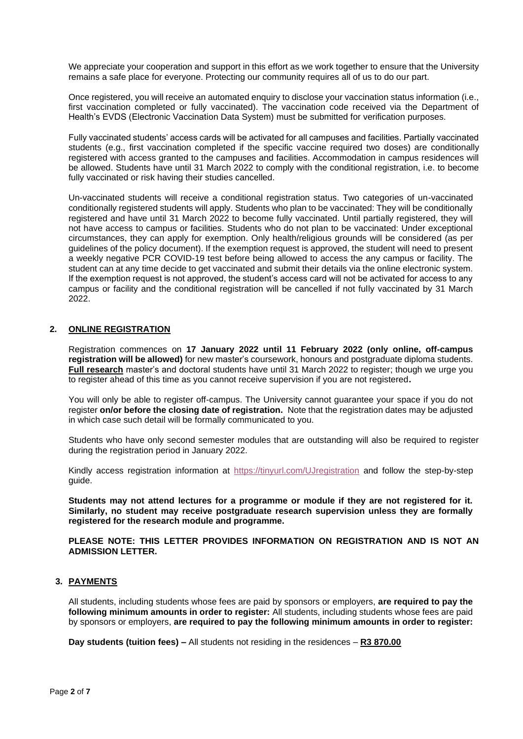We appreciate your cooperation and support in this effort as we work together to ensure that the University remains a safe place for everyone. Protecting our community requires all of us to do our part.

Once registered, you will receive an automated enquiry to disclose your vaccination status information (i.e., first vaccination completed or fully vaccinated). The vaccination code received via the Department of Health's EVDS (Electronic Vaccination Data System) must be submitted for verification purposes.

Fully vaccinated students' access cards will be activated for all campuses and facilities. Partially vaccinated students (e.g., first vaccination completed if the specific vaccine required two doses) are conditionally registered with access granted to the campuses and facilities. Accommodation in campus residences will be allowed. Students have until 31 March 2022 to comply with the conditional registration, i.e. to become fully vaccinated or risk having their studies cancelled.

Un-vaccinated students will receive a conditional registration status. Two categories of un-vaccinated conditionally registered students will apply. Students who plan to be vaccinated: They will be conditionally registered and have until 31 March 2022 to become fully vaccinated. Until partially registered, they will not have access to campus or facilities. Students who do not plan to be vaccinated: Under exceptional circumstances, they can apply for exemption. Only health/religious grounds will be considered (as per guidelines of the policy document). If the exemption request is approved, the student will need to present a weekly negative PCR COVID-19 test before being allowed to access the any campus or facility. The student can at any time decide to get vaccinated and submit their details via the online electronic system. If the exemption request is not approved, the student's access card will not be activated for access to any campus or facility and the conditional registration will be cancelled if not fully vaccinated by 31 March 2022.

## 2. ONLINE REGISTRATION

Registration commences on **17 January 2022 until 11 February 2022 (only online, off-campus registration will be allowed)** for new master's coursework, honours and postgraduate diploma students. **Full research** master's and doctoral students have until 31 March 2022 to register; though we urge you to register ahead of this time as you cannot receive supervision if you are not registered**.**

You will only be able to register off-campus. The University cannot guarantee your space if you do not register **on/or before the closing date of registration.** Note that the registration dates may be adjusted in which case such detail will be formally communicated to you.

Students who have only second semester modules that are outstanding will also be required to register during the registration period in January 2022.

Kindly access registration information at https://tinyurl.com/UJregistration and follow the step-by-step guide.

**Students may not attend lectures for a programme or module if they are not registered for it. Similarly, no student may receive postgraduate research supervision unless they are formally registered for the research module and programme.**

**PLEASE NOTE: THIS LETTER PROVIDES INFORMATION ON REGISTRATION AND IS NOT AN ADMISSION LETTER.**

## 3. PAYMENTS

All students, including students whose fees are paid by sponsors or employers, **are required to pay the following minimum amounts in order to register:** All students, including students whose fees are paid by sponsors or employers, **are required to pay the following minimum amounts in order to register:**

**Day students (tuition fees) –** All students not residing in the residences – **R3 870.00**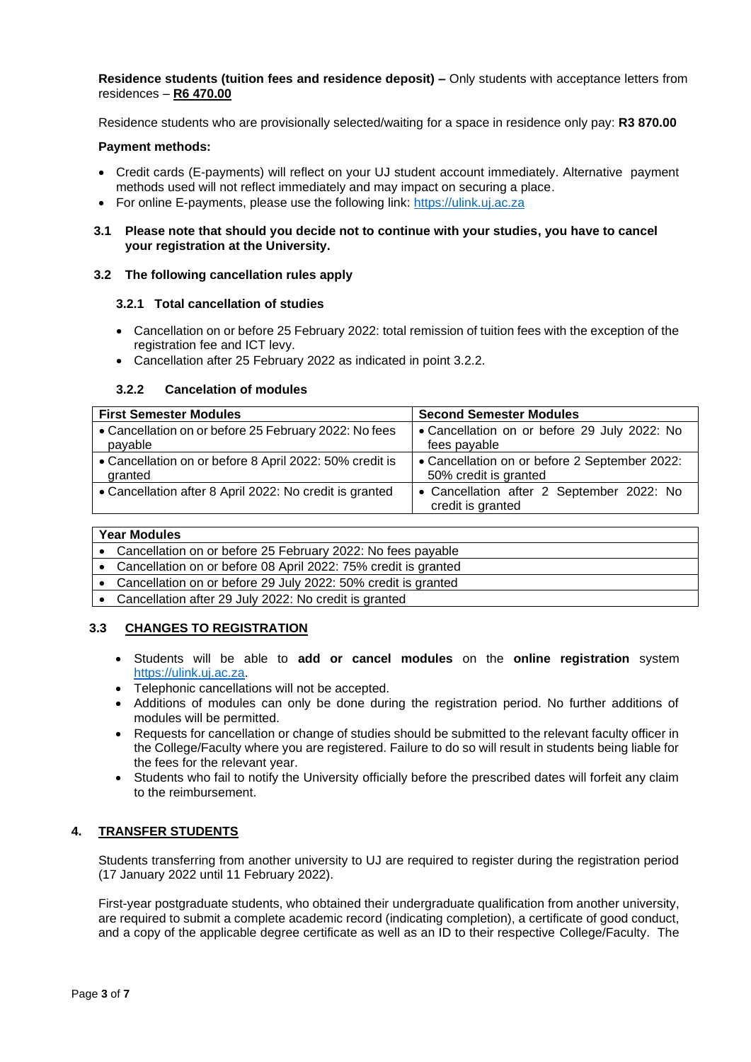**Residence students (tuition fees and residence deposit) –** Only students with acceptance letters from residences – **R6 470.00**

Residence students who are provisionally selected/waiting for a space in residence only pay: **R3 870.00**

**Payment methods:**

- Credit cards (E-payments) will reflect on your UJ student account immediately. Alternative payment methods used will not reflect immediately and may impact on securing a place.
- For online E-payments, please use the following link: https://ulink.uj.ac.za

### 3.1 Please note that should you decide not to continue with your studies, you have to cancel your registration at the University.

### 3.2 The following cancellation rules apply

#### 3.2.1 Total cancellation of studies

- Cancellation on or before 25 February 2022: total remission of tuition fees with the exception of the registration fee and ICT levy.
- Cancellation after 25 February 2022 as indicated in point 3.2.2.

#### 3.2.2 Cancelation of modules

| First Semester Modules | Second Semester Modules |
|---|---|
| • Cancellation on or before 25 February 2022: No fees payable | • Cancellation on or before 29 July 2022: No fees payable |
| • Cancellation on or before 8 April 2022: 50% credit is granted | • Cancellation on or before 2 September 2022: 50% credit is granted |
| • Cancellation after 8 April 2022: No credit is granted | • Cancellation after 2 September 2022: No credit is granted |

| Year Modules |
|---|
| • Cancellation on or before 25 February 2022: No fees payable |
| • Cancellation on or before 08 April 2022: 75% credit is granted |
| • Cancellation on or before 29 July 2022: 50% credit is granted |
| • Cancellation after 29 July 2022: No credit is granted |

### 3.3 CHANGES TO REGISTRATION

- Students will be able to **add or cancel modules** on the **online registration** system https://ulink.uj.ac.za.
- Telephonic cancellations will not be accepted.
- Additions of modules can only be done during the registration period. No further additions of modules will be permitted.
- Requests for cancellation or change of studies should be submitted to the relevant faculty officer in the College/Faculty where you are registered. Failure to do so will result in students being liable for the fees for the relevant year.
- Students who fail to notify the University officially before the prescribed dates will forfeit any claim to the reimbursement.

## 4. TRANSFER STUDENTS

Students transferring from another university to UJ are required to register during the registration period (17 January 2022 until 11 February 2022).

First-year postgraduate students, who obtained their undergraduate qualification from another university, are required to submit a complete academic record (indicating completion), a certificate of good conduct, and a copy of the applicable degree certificate as well as an ID to their respective College/Faculty. The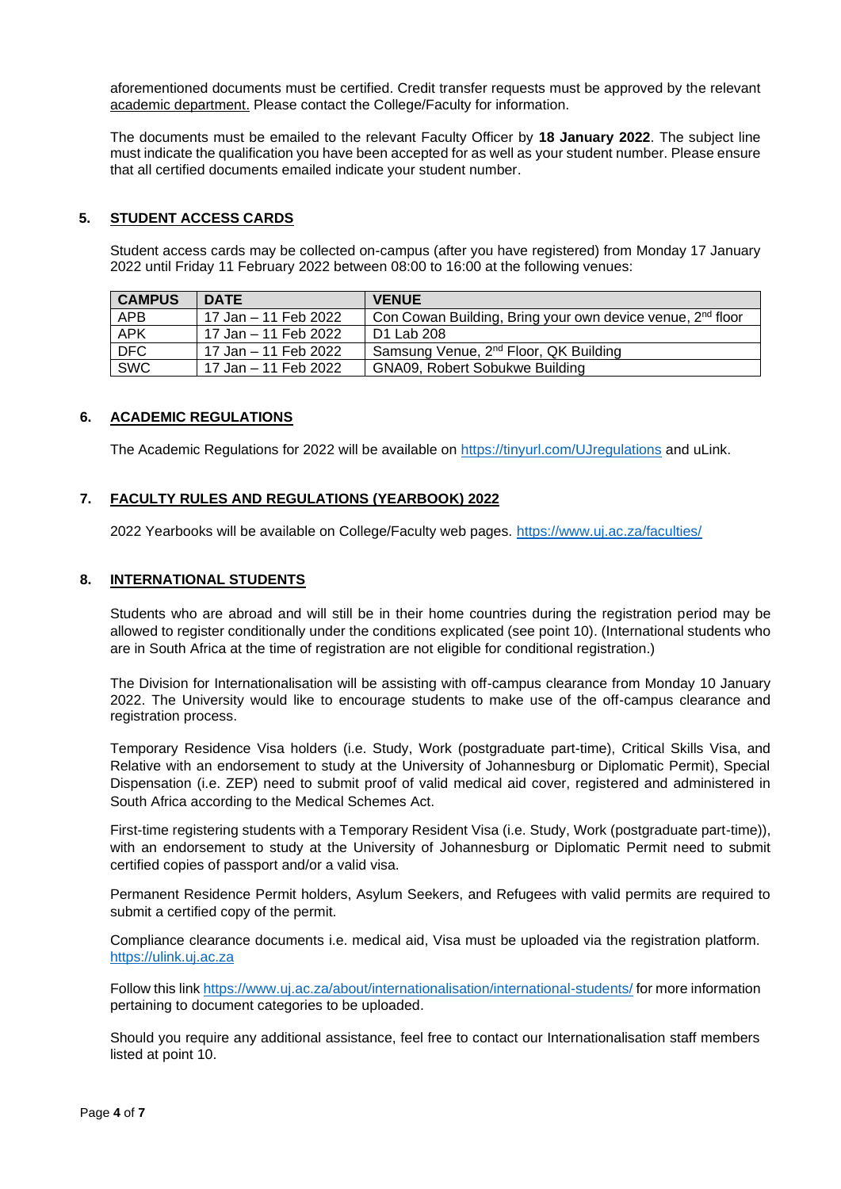aforementioned documents must be certified. Credit transfer requests must be approved by the relevant academic department. Please contact the College/Faculty for information.

The documents must be emailed to the relevant Faculty Officer by **18 January 2022**. The subject line must indicate the qualification you have been accepted for as well as your student number. Please ensure that all certified documents emailed indicate your student number.

## 5. STUDENT ACCESS CARDS

Student access cards may be collected on-campus (after you have registered) from Monday 17 January 2022 until Friday 11 February 2022 between 08:00 to 16:00 at the following venues:

| CAMPUS | DATE | VENUE |
|---|---|---|
| APB | 17 Jan – 11 Feb 2022 | Con Cowan Building, Bring your own device venue, 2nd floor |
| APK | 17 Jan – 11 Feb 2022 | D1 Lab 208 |
| DFC | 17 Jan – 11 Feb 2022 | Samsung Venue, 2nd Floor, QK Building |
| SWC | 17 Jan – 11 Feb 2022 | GNA09, Robert Sobukwe Building |

## 6. ACADEMIC REGULATIONS

The Academic Regulations for 2022 will be available on https://tinyurl.com/UJregulations and uLink.

## 7. FACULTY RULES AND REGULATIONS (YEARBOOK) 2022

2022 Yearbooks will be available on College/Faculty web pages. https://www.uj.ac.za/faculties/

## 8. INTERNATIONAL STUDENTS

Students who are abroad and will still be in their home countries during the registration period may be allowed to register conditionally under the conditions explicated (see point 10). (International students who are in South Africa at the time of registration are not eligible for conditional registration.)

The Division for Internationalisation will be assisting with off-campus clearance from Monday 10 January 2022. The University would like to encourage students to make use of the off-campus clearance and registration process.

Temporary Residence Visa holders (i.e. Study, Work (postgraduate part-time), Critical Skills Visa, and Relative with an endorsement to study at the University of Johannesburg or Diplomatic Permit), Special Dispensation (i.e. ZEP) need to submit proof of valid medical aid cover, registered and administered in South Africa according to the Medical Schemes Act.

First-time registering students with a Temporary Resident Visa (i.e. Study, Work (postgraduate part-time)), with an endorsement to study at the University of Johannesburg or Diplomatic Permit need to submit certified copies of passport and/or a valid visa.

Permanent Residence Permit holders, Asylum Seekers, and Refugees with valid permits are required to submit a certified copy of the permit.

Compliance clearance documents i.e. medical aid, Visa must be uploaded via the registration platform. https://ulink.uj.ac.za

Follow this link https://www.uj.ac.za/about/internationalisation/international-students/ for more information pertaining to document categories to be uploaded.

Should you require any additional assistance, feel free to contact our Internationalisation staff members listed at point 10.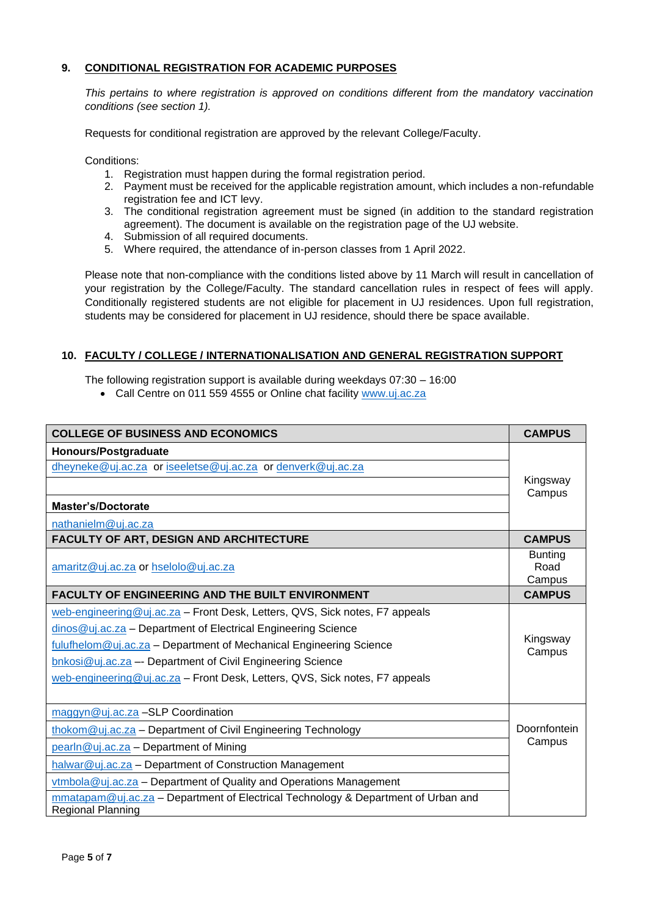## 9. CONDITIONAL REGISTRATION FOR ACADEMIC PURPOSES

*This pertains to where registration is approved on conditions different from the mandatory vaccination conditions (see section 1).*

Requests for conditional registration are approved by the relevant College/Faculty.

Conditions:

1. Registration must happen during the formal registration period.
2. Payment must be received for the applicable registration amount, which includes a non-refundable registration fee and ICT levy.
3. The conditional registration agreement must be signed (in addition to the standard registration agreement). The document is available on the registration page of the UJ website.
4. Submission of all required documents.
5. Where required, the attendance of in-person classes from 1 April 2022.

Please note that non-compliance with the conditions listed above by 11 March will result in cancellation of your registration by the College/Faculty. The standard cancellation rules in respect of fees will apply. Conditionally registered students are not eligible for placement in UJ residences. Upon full registration, students may be considered for placement in UJ residence, should there be space available.

## 10. FACULTY / COLLEGE / INTERNATIONALISATION AND GENERAL REGISTRATION SUPPORT

The following registration support is available during weekdays 07:30 – 16:00

- Call Centre on 011 559 4555 or Online chat facility www.uj.ac.za

| COLLEGE OF BUSINESS AND ECONOMICS | CAMPUS |
|---|---|
| **Honours/Postgraduate** | Kingsway Campus |
| dheyneke@uj.ac.za or iseeletse@uj.ac.za or denverk@uj.ac.za | |
| | |
| **Master's/Doctorate** | |
| nathanielm@uj.ac.za | |
| **FACULTY OF ART, DESIGN AND ARCHITECTURE** | **CAMPUS** |
| amaritz@uj.ac.za or hselolo@uj.ac.za | Bunting Road Campus |
| **FACULTY OF ENGINEERING AND THE BUILT ENVIRONMENT** | **CAMPUS** |
| web-engineering@uj.ac.za – Front Desk, Letters, QVS, Sick notes, F7 appeals<br>dinos@uj.ac.za – Department of Electrical Engineering Science<br>fulufhelom@uj.ac.za – Department of Mechanical Engineering Science<br>bnkosi@uj.ac.za –- Department of Civil Engineering Science<br>web-engineering@uj.ac.za – Front Desk, Letters, QVS, Sick notes, F7 appeals | Kingsway Campus |
| maggyn@uj.ac.za –SLP Coordination | Doornfontein Campus |
| thokom@uj.ac.za – Department of Civil Engineering Technology | |
| pearln@uj.ac.za – Department of Mining | |
| halwar@uj.ac.za – Department of Construction Management | |
| vtmbola@uj.ac.za – Department of Quality and Operations Management | |
| mmatapam@uj.ac.za – Department of Electrical Technology & Department of Urban and Regional Planning | |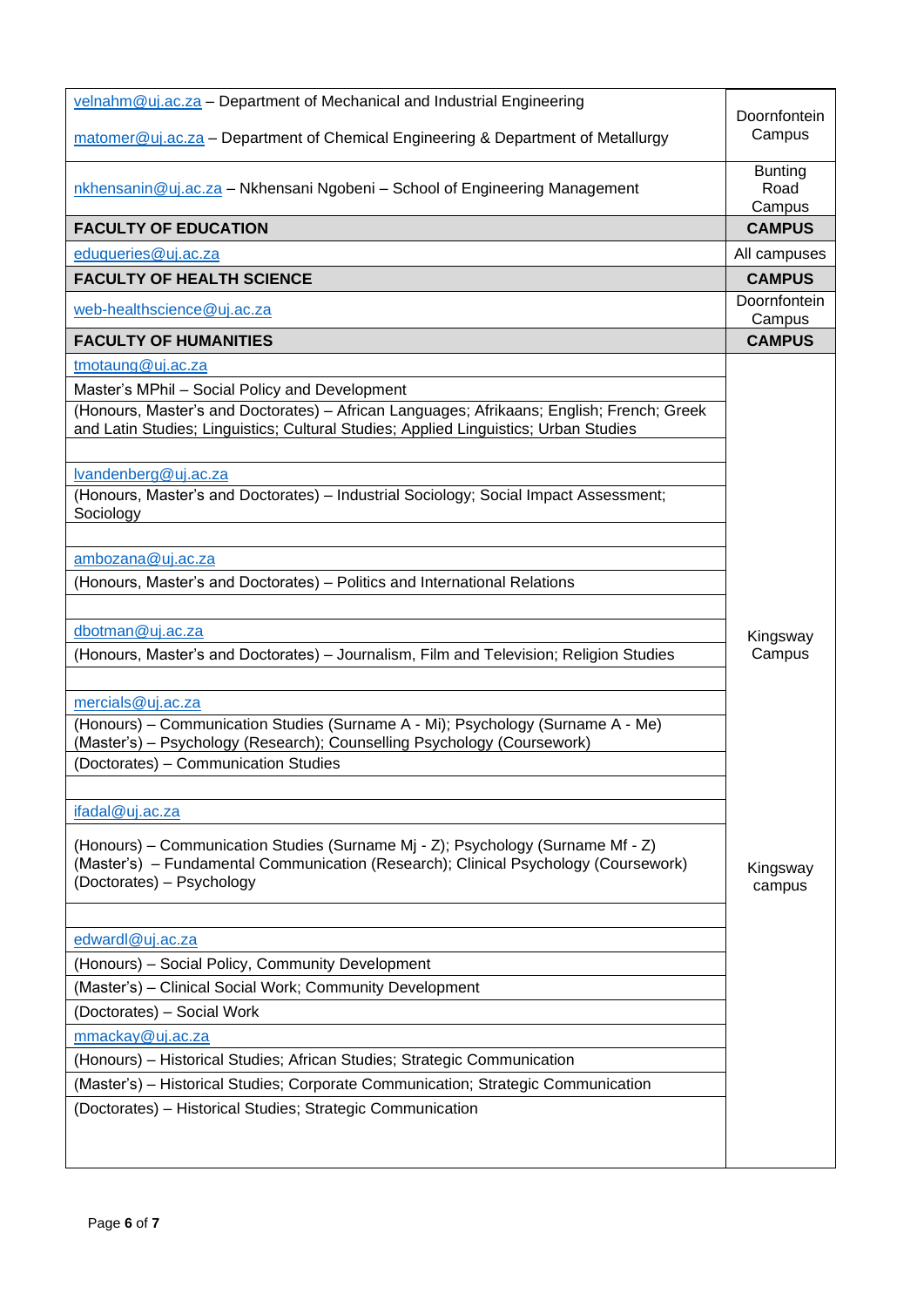| | |
|---|---|
| velnahm@uj.ac.za – Department of Mechanical and Industrial Engineering<br><br>matomer@uj.ac.za – Department of Chemical Engineering & Department of Metallurgy | Doornfontein Campus |
| nkhensanin@uj.ac.za – Nkhensani Ngobeni – School of Engineering Management | Bunting Road Campus |
| **FACULTY OF EDUCATION** | **CAMPUS** |
| eduqueries@uj.ac.za | All campuses |
| **FACULTY OF HEALTH SCIENCE** | **CAMPUS** |
| web-healthscience@uj.ac.za | Doornfontein Campus |
| **FACULTY OF HUMANITIES** | **CAMPUS** |
| tmotaung@uj.ac.za | Kingsway Campus |
| Master's MPhil – Social Policy and Development | |
| (Honours, Master's and Doctorates) – African Languages; Afrikaans; English; French; Greek and Latin Studies; Linguistics; Cultural Studies; Applied Linguistics; Urban Studies | |
| | |
| lvandenberg@uj.ac.za | |
| (Honours, Master's and Doctorates) – Industrial Sociology; Social Impact Assessment; Sociology | |
| | |
| ambozana@uj.ac.za | |
| (Honours, Master's and Doctorates) – Politics and International Relations | |
| | |
| dbotman@uj.ac.za | |
| (Honours, Master's and Doctorates) – Journalism, Film and Television; Religion Studies | |
| | |
| mercials@uj.ac.za | |
| (Honours) – Communication Studies (Surname A - Mi); Psychology (Surname A - Me)<br>(Master's) – Psychology (Research); Counselling Psychology (Coursework) | |
| (Doctorates) – Communication Studies | |
| | |
| ifadal@uj.ac.za | Kingsway campus |
| (Honours) – Communication Studies (Surname Mj - Z); Psychology (Surname Mf - Z)<br>(Master's) – Fundamental Communication (Research); Clinical Psychology (Coursework)<br>(Doctorates) – Psychology | |
| | |
| edwardl@uj.ac.za | |
| (Honours) – Social Policy, Community Development | |
| (Master's) – Clinical Social Work; Community Development | |
| (Doctorates) – Social Work | |
| mmackay@uj.ac.za | |
| (Honours) – Historical Studies; African Studies; Strategic Communication | |
| (Master's) – Historical Studies; Corporate Communication; Strategic Communication | |
| (Doctorates) – Historical Studies; Strategic Communication | |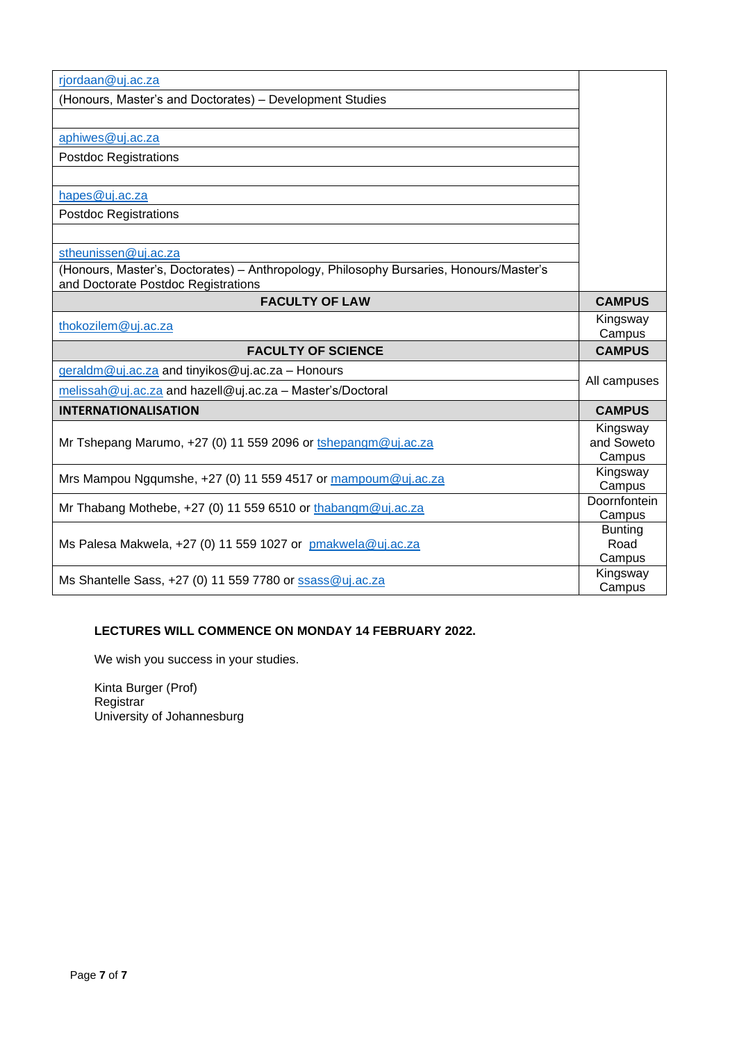| | |
|---|---|
| rjordaan@uj.ac.za | |
| (Honours, Master's and Doctorates) – Development Studies | |
| | |
| aphiwes@uj.ac.za | |
| Postdoc Registrations | |
| | |
| hapes@uj.ac.za | |
| Postdoc Registrations | |
| | |
| stheunissen@uj.ac.za | |
| (Honours, Master's, Doctorates) – Anthropology, Philosophy Bursaries, Honours/Master's and Doctorate Postdoc Registrations | |
| **FACULTY OF LAW** | **CAMPUS** |
| thokozilem@uj.ac.za | Kingsway Campus |
| **FACULTY OF SCIENCE** | **CAMPUS** |
| geraldm@uj.ac.za and tinyikos@uj.ac.za – Honours | All campuses |
| melissah@uj.ac.za and hazell@uj.ac.za – Master's/Doctoral | |
| **INTERNATIONALISATION** | **CAMPUS** |
| Mr Tshepang Marumo, +27 (0) 11 559 2096 or tshepangm@uj.ac.za | Kingsway and Soweto Campus |
| Mrs Mampou Ngqumshe, +27 (0) 11 559 4517 or mampoum@uj.ac.za | Kingsway Campus |
| Mr Thabang Mothebe, +27 (0) 11 559 6510 or thabangm@uj.ac.za | Doornfontein Campus |
| Ms Palesa Makwela, +27 (0) 11 559 1027 or pmakwela@uj.ac.za | Bunting Road Campus |
| Ms Shantelle Sass, +27 (0) 11 559 7780 or ssass@uj.ac.za | Kingsway Campus |

**LECTURES WILL COMMENCE ON MONDAY 14 FEBRUARY 2022.**

We wish you success in your studies.

Kinta Burger (Prof)
Registrar
University of Johannesburg